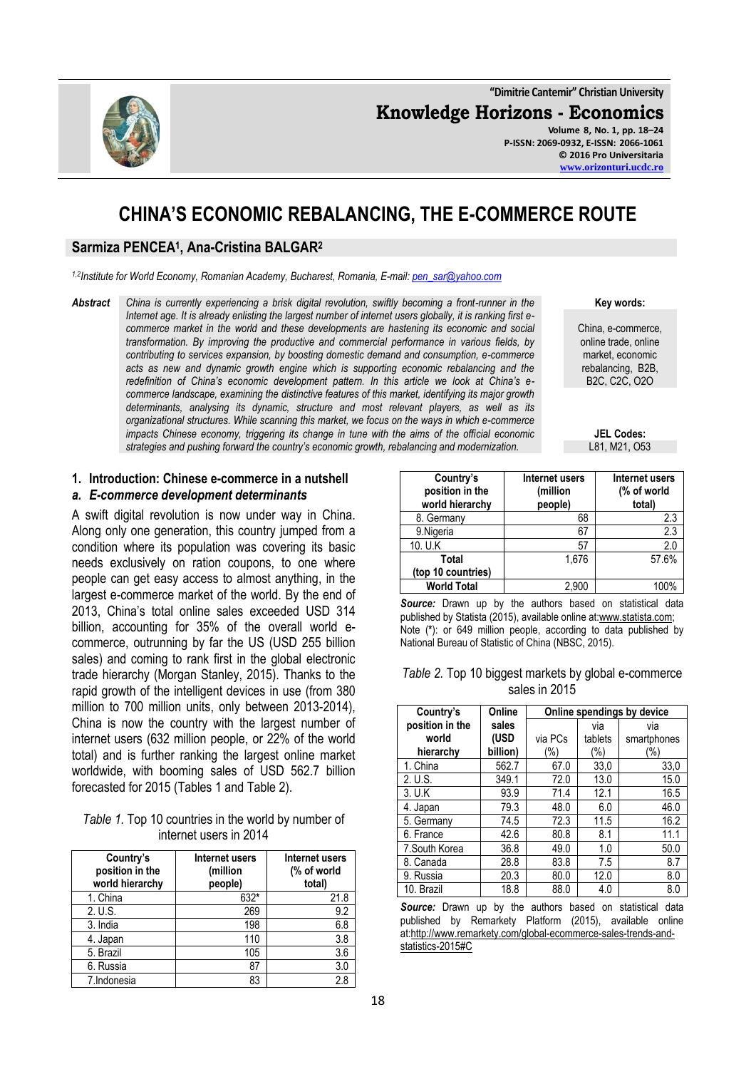# CHINA'S ECONOMIC REBALANCING, THE E-COMMERCE ROUTE

## Sarmiza PENCEA[1], Ana-Cristina BALGAR[2]

*[1,2]Institute for World Economy, Romanian Academy, Bucharest, Romania, E-mail: pen_sar@yahoo.com*

**Abstract** *China is currently experiencing a brisk digital revolution, swiftly becoming a front-runner in the Internet age. It is already enlisting the largest number of internet users globally, it is ranking first e-commerce market in the world and these developments are hastening its economic and social transformation. By improving the productive and commercial performance in various fields, by contributing to services expansion, by boosting domestic demand and consumption, e-commerce acts as new and dynamic growth engine which is supporting economic rebalancing and the redefinition of China's economic development pattern. In this article we look at China's e-commerce landscape, examining the distinctive features of this market, identifying its major growth determinants, analysing its dynamic, structure and most relevant players, as well as its organizational structures. While scanning this market, we focus on the ways in which e-commerce impacts Chinese economy, triggering its change in tune with the aims of the official economic strategies and pushing forward the country's economic growth, rebalancing and modernization.*

**Key words:**

China, e-commerce, online trade, online market, economic rebalancing, B2B, B2C, C2C, O2O

**JEL Codes:**

L81, M21, O53

## 1. Introduction: Chinese e-commerce in a nutshell

### *a. E-commerce development determinants*

A swift digital revolution is now under way in China. Along only one generation, this country jumped from a condition where its population was covering its basic needs exclusively on ration coupons, to one where people can get easy access to almost anything, in the largest e-commerce market of the world. By the end of 2013, China's total online sales exceeded USD 314 billion, accounting for 35% of the overall world e-commerce, outrunning by far the US (USD 255 billion sales) and coming to rank first in the global electronic trade hierarchy (Morgan Stanley, 2015). Thanks to the rapid growth of the intelligent devices in use (from 380 million to 700 million units, only between 2013-2014), China is now the country with the largest number of internet users (632 million people, or 22% of the world total) and is further ranking the largest online market worldwide, with booming sales of USD 562.7 billion forecasted for 2015 (Tables 1 and Table 2).

*Table 1.* Top 10 countries in the world by number of internet users in 2014

| Country's position in the world hierarchy | Internet users (million people) | Internet users (% of world total) |
|---|---|---|
| 1. China | 632* | 21.8 |
| 2. U.S. | 269 | 9.2 |
| 3. India | 198 | 6.8 |
| 4. Japan | 110 | 3.8 |
| 5. Brazil | 105 | 3.6 |
| 6. Russia | 87 | 3.0 |
| 7.Indonesia | 83 | 2.8 |
| 8. Germany | 68 | 2.3 |
| 9.Nigeria | 67 | 2.3 |
| 10. U.K | 57 | 2.0 |
| Total (top 10 countries) | 1,676 | 57.6% |
| World Total | 2,900 | 100% |

***Source:*** Drawn up by the authors based on statistical data published by Statista (2015), available online at:www.statista.com; Note (*): or 649 million people, according to data published by National Bureau of Statistic of China (NBSC, 2015).

*Table 2.* Top 10 biggest markets by global e-commerce sales in 2015

| Country's position in the world hierarchy | Online sales (USD billion) | Online spendings by device | | |
|---|---|---|---|---|
| | | via PCs (%) | via tablets (%) | via smartphones (%) |
| 1. China | 562.7 | 67.0 | 33,0 | 33,0 |
| 2. U.S. | 349.1 | 72.0 | 13.0 | 15.0 |
| 3. U.K | 93.9 | 71.4 | 12.1 | 16.5 |
| 4. Japan | 79.3 | 48.0 | 6.0 | 46.0 |
| 5. Germany | 74.5 | 72.3 | 11.5 | 16.2 |
| 6. France | 42.6 | 80.8 | 8.1 | 11.1 |
| 7.South Korea | 36.8 | 49.0 | 1.0 | 50.0 |
| 8. Canada | 28.8 | 83.8 | 7.5 | 8.7 |
| 9. Russia | 20.3 | 80.0 | 12.0 | 8.0 |
| 10. Brazil | 18.8 | 88.0 | 4.0 | 8.0 |

***Source:*** Drawn up by the authors based on statistical data published by Remarkety Platform (2015), available online at:http://www.remarkety.com/global-ecommerce-sales-trends-and-statistics-2015#C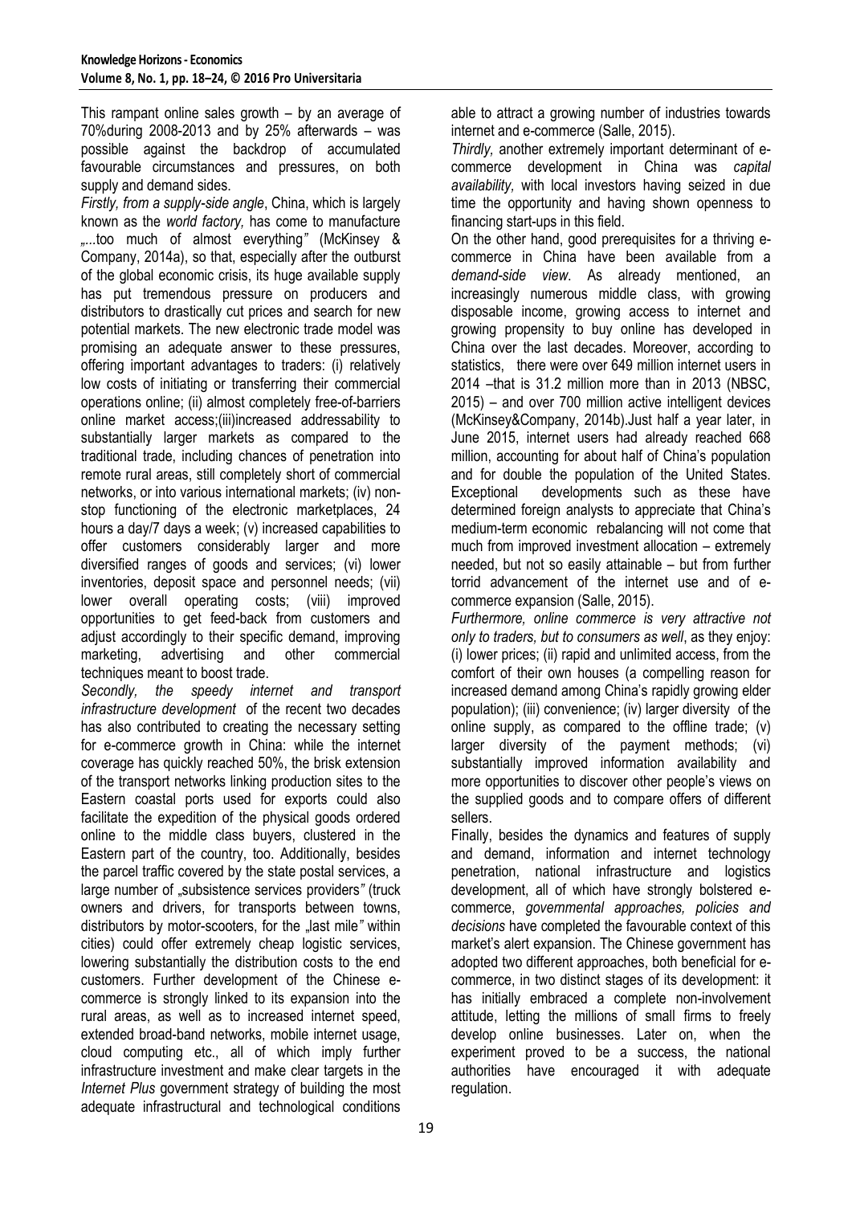This rampant online sales growth – by an average of 70%during 2008-2013 and by 25% afterwards – was possible against the backdrop of accumulated favourable circumstances and pressures, on both supply and demand sides.

*Firstly, from a supply-side angle*, China, which is largely known as the *world factory,* has come to manufacture „...too much of almost everything*"* (McKinsey & Company, 2014a), so that, especially after the outburst of the global economic crisis, its huge available supply has put tremendous pressure on producers and distributors to drastically cut prices and search for new potential markets. The new electronic trade model was promising an adequate answer to these pressures, offering important advantages to traders: (i) relatively low costs of initiating or transferring their commercial operations online; (ii) almost completely free-of-barriers online market access;(iii)increased addressability to substantially larger markets as compared to the traditional trade, including chances of penetration into remote rural areas, still completely short of commercial networks, or into various international markets; (iv) non-stop functioning of the electronic marketplaces, 24 hours a day/7 days a week; (v) increased capabilities to offer customers considerably larger and more diversified ranges of goods and services; (vi) lower inventories, deposit space and personnel needs; (vii) lower overall operating costs; (viii) improved opportunities to get feed-back from customers and adjust accordingly to their specific demand, improving marketing, advertising and other commercial techniques meant to boost trade.

*Secondly, the speedy internet and transport infrastructure development* of the recent two decades has also contributed to creating the necessary setting for e-commerce growth in China: while the internet coverage has quickly reached 50%, the brisk extension of the transport networks linking production sites to the Eastern coastal ports used for exports could also facilitate the expedition of the physical goods ordered online to the middle class buyers, clustered in the Eastern part of the country, too. Additionally, besides the parcel traffic covered by the state postal services, a large number of „subsistence services providers*"* (truck owners and drivers, for transports between towns, distributors by motor-scooters, for the „last mile*"* within cities) could offer extremely cheap logistic services, lowering substantially the distribution costs to the end customers. Further development of the Chinese e-commerce is strongly linked to its expansion into the rural areas, as well as to increased internet speed, extended broad-band networks, mobile internet usage, cloud computing etc., all of which imply further infrastructure investment and make clear targets in the *Internet Plus* government strategy of building the most adequate infrastructural and technological conditions able to attract a growing number of industries towards internet and e-commerce (Salle, 2015).

*Thirdly,* another extremely important determinant of e-commerce development in China was *capital availability,* with local investors having seized in due time the opportunity and having shown openness to financing start-ups in this field.

On the other hand, good prerequisites for a thriving e-commerce in China have been available from a *demand-side view*. As already mentioned, an increasingly numerous middle class, with growing disposable income, growing access to internet and growing propensity to buy online has developed in China over the last decades. Moreover, according to statistics, there were over 649 million internet users in 2014 –that is 31.2 million more than in 2013 (NBSC, 2015) – and over 700 million active intelligent devices (McKinsey&Company, 2014b).Just half a year later, in June 2015, internet users had already reached 668 million, accounting for about half of China's population and for double the population of the United States. Exceptional developments such as these have determined foreign analysts to appreciate that China's medium-term economic rebalancing will not come that much from improved investment allocation – extremely needed, but not so easily attainable – but from further torrid advancement of the internet use and of e-commerce expansion (Salle, 2015).

*Furthermore, online commerce is very attractive not only to traders, but to consumers as well*, as they enjoy: (i) lower prices; (ii) rapid and unlimited access, from the comfort of their own houses (a compelling reason for increased demand among China's rapidly growing elder population); (iii) convenience; (iv) larger diversity of the online supply, as compared to the offline trade; (v) larger diversity of the payment methods; (vi) substantially improved information availability and more opportunities to discover other people's views on the supplied goods and to compare offers of different sellers.

Finally, besides the dynamics and features of supply and demand, information and internet technology penetration, national infrastructure and logistics development, all of which have strongly bolstered e-commerce, *governmental approaches, policies and decisions* have completed the favourable context of this market's alert expansion. The Chinese government has adopted two different approaches, both beneficial for e-commerce, in two distinct stages of its development: it has initially embraced a complete non-involvement attitude, letting the millions of small firms to freely develop online businesses. Later on, when the experiment proved to be a success, the national authorities have encouraged it with adequate regulation.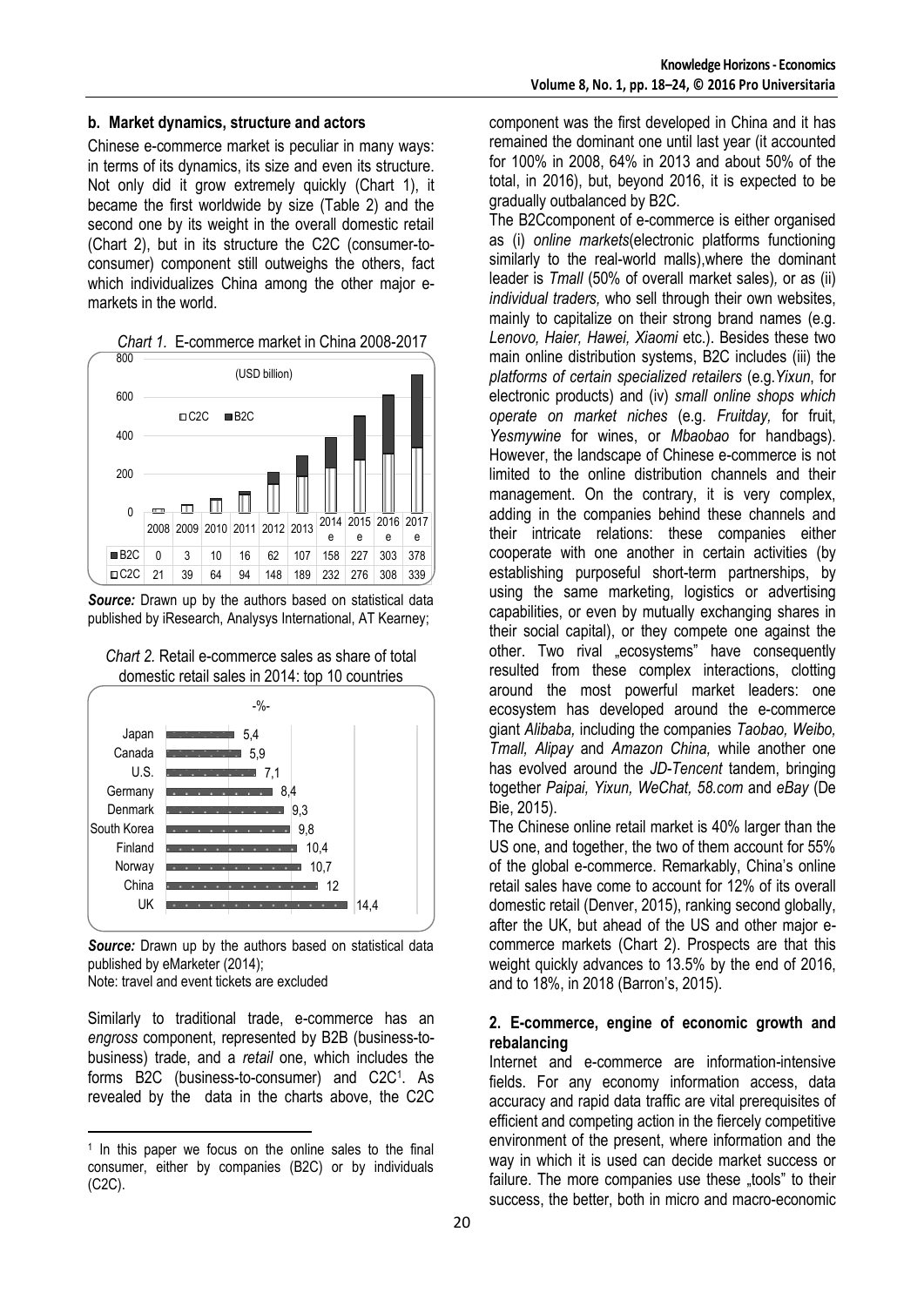### b. Market dynamics, structure and actors

Chinese e-commerce market is peculiar in many ways: in terms of its dynamics, its size and even its structure. Not only did it grow extremely quickly (Chart 1), it became the first worldwide by size (Table 2) and the second one by its weight in the overall domestic retail (Chart 2), but in its structure the C2C (consumer-to-consumer) component still outweighs the others, fact which individualizes China among the other major e-markets in the world.

*Chart 1.* E-commerce market in China 2008-2017

(USD billion)

|  | 2008 | 2009 | 2010 | 2011 | 2012 | 2013 | 2014 e | 2015 e | 2016 e | 2017 e |
|---|---|---|---|---|---|---|---|---|---|---|
| B2C | 0 | 3 | 10 | 16 | 62 | 107 | 158 | 227 | 303 | 378 |
| C2C | 21 | 39 | 64 | 94 | 148 | 189 | 232 | 276 | 308 | 339 |

***Source:*** Drawn up by the authors based on statistical data published by iResearch, Analysys International, AT Kearney;

*Chart 2.* Retail e-commerce sales as share of total domestic retail sales in 2014: top 10 countries

-%-

| Country | % |
|---|---|
| Japan | 5,4 |
| Canada | 5,9 |
| U.S. | 7,1 |
| Germany | 8,4 |
| Denmark | 9,3 |
| South Korea | 9,8 |
| Finland | 10,4 |
| Norway | 10,7 |
| China | 12 |
| UK | 14,4 |

***Source:*** Drawn up by the authors based on statistical data published by eMarketer (2014);
Note: travel and event tickets are excluded

Similarly to traditional trade, e-commerce has an *engross* component, represented by B2B (business-to-business) trade, and a *retail* one, which includes the forms B2C (business-to-consumer) and C2C[1]. As revealed by the data in the charts above, the C2C component was the first developed in China and it has remained the dominant one until last year (it accounted for 100% in 2008, 64% in 2013 and about 50% of the total, in 2016), but, beyond 2016, it is expected to be gradually outbalanced by B2C.

The B2Ccomponent of e-commerce is either organised as (i) *online markets*(electronic platforms functioning similarly to the real-world malls),where the dominant leader is *Tmall* (50% of overall market sales)*,* or as (ii) *individual traders,* who sell through their own websites, mainly to capitalize on their strong brand names (e.g. *Lenovo, Haier, Hawei, Xiaomi* etc.). Besides these two main online distribution systems, B2C includes (iii) the *platforms of certain specialized retailers* (e.g.*Yixun*, for electronic products) and (iv) *small online shops which operate on market niches* (e.g. *Fruitday,* for fruit, *Yesmywine* for wines, or *Mbaobao* for handbags). However, the landscape of Chinese e-commerce is not limited to the online distribution channels and their management. On the contrary, it is very complex, adding in the companies behind these channels and their intricate relations: these companies either cooperate with one another in certain activities (by establishing purposeful short-term partnerships, by using the same marketing, logistics or advertising capabilities, or even by mutually exchanging shares in their social capital), or they compete one against the other. Two rival „ecosystems" have consequently resulted from these complex interactions, clotting around the most powerful market leaders: one ecosystem has developed around the e-commerce giant *Alibaba,* including the companies *Taobao, Weibo, Tmall, Alipay* and *Amazon China,* while another one has evolved around the *JD-Tencent* tandem, bringing together *Paipai, Yixun, WeChat, 58.com* and *eBay* (De Bie, 2015).

The Chinese online retail market is 40% larger than the US one, and together, the two of them account for 55% of the global e-commerce. Remarkably, China's online retail sales have come to account for 12% of its overall domestic retail (Denver, 2015), ranking second globally, after the UK, but ahead of the US and other major e-commerce markets (Chart 2). Prospects are that this weight quickly advances to 13.5% by the end of 2016, and to 18%, in 2018 (Barron's, 2015).

## 2. E-commerce, engine of economic growth and rebalancing

Internet and e-commerce are information-intensive fields. For any economy information access, data accuracy and rapid data traffic are vital prerequisites of efficient and competing action in the fiercely competitive environment of the present, where information and the way in which it is used can decide market success or failure. The more companies use these „tools" to their success, the better, both in micro and macro-economic

[1] In this paper we focus on the online sales to the final consumer, either by companies (B2C) or by individuals (C2C).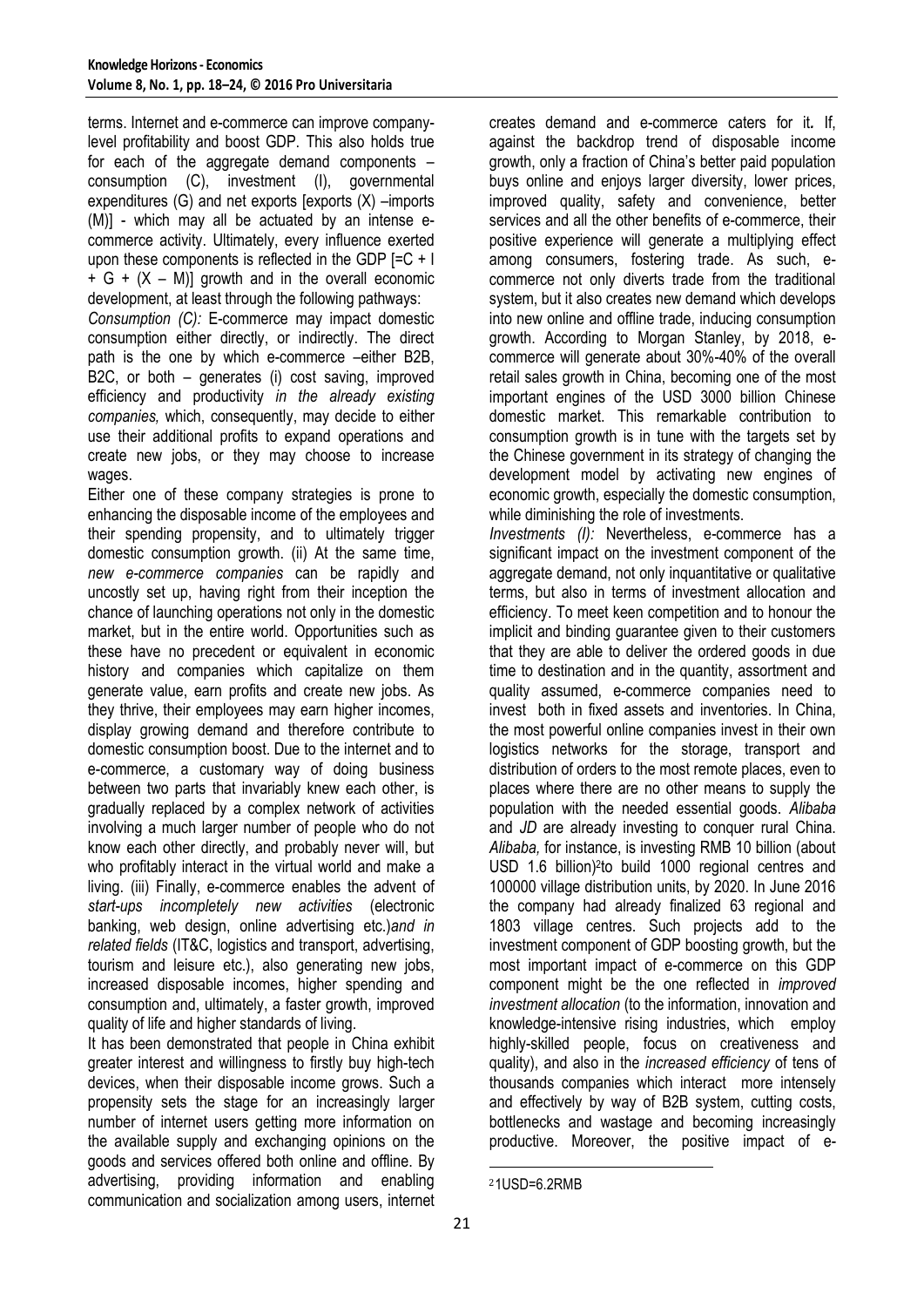terms. Internet and e-commerce can improve company-level profitability and boost GDP. This also holds true for each of the aggregate demand components – consumption (C), investment (I), governmental expenditures (G) and net exports [exports (X) –imports (M)] - which may all be actuated by an intense e-commerce activity. Ultimately, every influence exerted upon these components is reflected in the GDP [=C + I + G + (X – M)] growth and in the overall economic development, at least through the following pathways:

*Consumption (C):* E-commerce may impact domestic consumption either directly, or indirectly. The direct path is the one by which e-commerce –either B2B, B2C, or both – generates (i) cost saving, improved efficiency and productivity *in the already existing companies,* which, consequently, may decide to either use their additional profits to expand operations and create new jobs, or they may choose to increase wages.

Either one of these company strategies is prone to enhancing the disposable income of the employees and their spending propensity, and to ultimately trigger domestic consumption growth. (ii) At the same time, *new e-commerce companies* can be rapidly and uncostly set up, having right from their inception the chance of launching operations not only in the domestic market, but in the entire world. Opportunities such as these have no precedent or equivalent in economic history and companies which capitalize on them generate value, earn profits and create new jobs. As they thrive, their employees may earn higher incomes, display growing demand and therefore contribute to domestic consumption boost. Due to the internet and to e-commerce, a customary way of doing business between two parts that invariably knew each other, is gradually replaced by a complex network of activities involving a much larger number of people who do not know each other directly, and probably never will, but who profitably interact in the virtual world and make a living. (iii) Finally, e-commerce enables the advent of *start-ups incompletely new activities* (electronic banking, web design, online advertising etc.)*and in related fields* (IT&C, logistics and transport, advertising, tourism and leisure etc.), also generating new jobs, increased disposable incomes, higher spending and consumption and, ultimately, a faster growth, improved quality of life and higher standards of living.

It has been demonstrated that people in China exhibit greater interest and willingness to firstly buy high-tech devices, when their disposable income grows. Such a propensity sets the stage for an increasingly larger number of internet users getting more information on the available supply and exchanging opinions on the goods and services offered both online and offline. By advertising, providing information and enabling communication and socialization among users, internet creates demand and e-commerce caters for it**.** If, against the backdrop trend of disposable income growth, only a fraction of China's better paid population buys online and enjoys larger diversity, lower prices, improved quality, safety and convenience, better services and all the other benefits of e-commerce, their positive experience will generate a multiplying effect among consumers, fostering trade. As such, e-commerce not only diverts trade from the traditional system, but it also creates new demand which develops into new online and offline trade, inducing consumption growth. According to Morgan Stanley, by 2018, e-commerce will generate about 30%-40% of the overall retail sales growth in China, becoming one of the most important engines of the USD 3000 billion Chinese domestic market. This remarkable contribution to consumption growth is in tune with the targets set by the Chinese government in its strategy of changing the development model by activating new engines of economic growth, especially the domestic consumption, while diminishing the role of investments.

*Investments (I):* Nevertheless, e-commerce has a significant impact on the investment component of the aggregate demand, not only inquantitative or qualitative terms, but also in terms of investment allocation and efficiency. To meet keen competition and to honour the implicit and binding guarantee given to their customers that they are able to deliver the ordered goods in due time to destination and in the quantity, assortment and quality assumed, e-commerce companies need to invest both in fixed assets and inventories. In China, the most powerful online companies invest in their own logistics networks for the storage, transport and distribution of orders to the most remote places, even to places where there are no other means to supply the population with the needed essential goods. *Alibaba* and *JD* are already investing to conquer rural China. *Alibaba,* for instance, is investing RMB 10 billion (about USD 1.6 billion)[2]to build 1000 regional centres and 100000 village distribution units, by 2020. In June 2016 the company had already finalized 63 regional and 1803 village centres. Such projects add to the investment component of GDP boosting growth, but the most important impact of e-commerce on this GDP component might be the one reflected in *improved investment allocation* (to the information, innovation and knowledge-intensive rising industries, which employ highly-skilled people, focus on creativeness and quality), and also in the *increased efficiency* of tens of thousands companies which interact more intensely and effectively by way of B2B system, cutting costs, bottlenecks and wastage and becoming increasingly productive. Moreover, the positive impact of e-

[2] 1USD=6.2RMB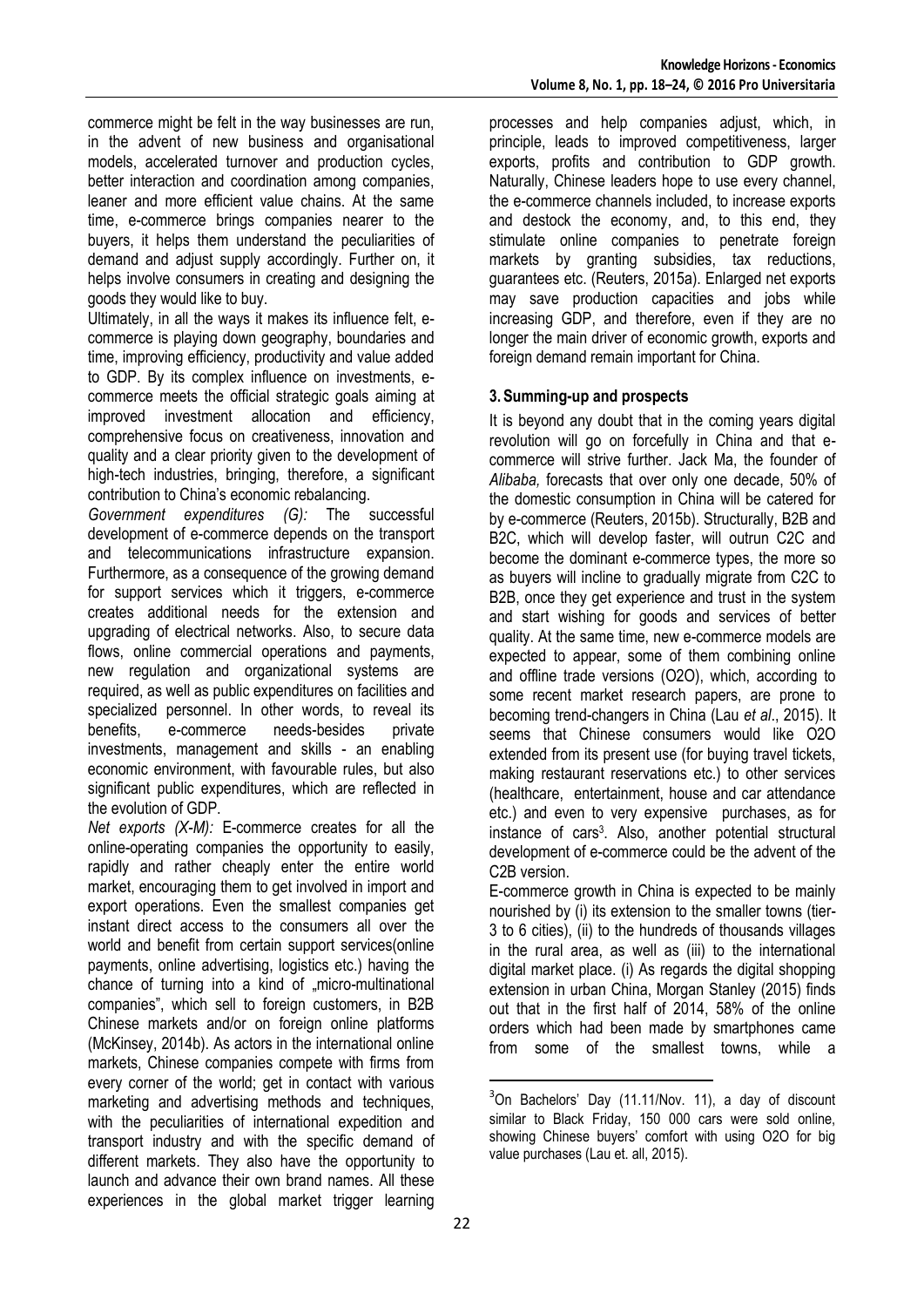commerce might be felt in the way businesses are run, in the advent of new business and organisational models, accelerated turnover and production cycles, better interaction and coordination among companies, leaner and more efficient value chains. At the same time, e-commerce brings companies nearer to the buyers, it helps them understand the peculiarities of demand and adjust supply accordingly. Further on, it helps involve consumers in creating and designing the goods they would like to buy.

Ultimately, in all the ways it makes its influence felt, e-commerce is playing down geography, boundaries and time, improving efficiency, productivity and value added to GDP. By its complex influence on investments, e-commerce meets the official strategic goals aiming at improved investment allocation and efficiency, comprehensive focus on creativeness, innovation and quality and a clear priority given to the development of high-tech industries, bringing, therefore, a significant contribution to China's economic rebalancing.

*Government expenditures (G):* The successful development of e-commerce depends on the transport and telecommunications infrastructure expansion. Furthermore, as a consequence of the growing demand for support services which it triggers, e-commerce creates additional needs for the extension and upgrading of electrical networks. Also, to secure data flows, online commercial operations and payments, new regulation and organizational systems are required, as well as public expenditures on facilities and specialized personnel. In other words, to reveal its benefits, e-commerce needs-besides private investments, management and skills - an enabling economic environment, with favourable rules, but also significant public expenditures, which are reflected in the evolution of GDP.

*Net exports (X-M):* E-commerce creates for all the online-operating companies the opportunity to easily, rapidly and rather cheaply enter the entire world market, encouraging them to get involved in import and export operations. Even the smallest companies get instant direct access to the consumers all over the world and benefit from certain support services(online payments, online advertising, logistics etc.) having the chance of turning into a kind of „micro-multinational companies", which sell to foreign customers, in B2B Chinese markets and/or on foreign online platforms (McKinsey, 2014b). As actors in the international online markets, Chinese companies compete with firms from every corner of the world; get in contact with various marketing and advertising methods and techniques, with the peculiarities of international expedition and transport industry and with the specific demand of different markets. They also have the opportunity to launch and advance their own brand names. All these experiences in the global market trigger learning processes and help companies adjust, which, in principle, leads to improved competitiveness, larger exports, profits and contribution to GDP growth. Naturally, Chinese leaders hope to use every channel, the e-commerce channels included, to increase exports and destock the economy, and, to this end, they stimulate online companies to penetrate foreign markets by granting subsidies, tax reductions, guarantees etc. (Reuters, 2015a). Enlarged net exports may save production capacities and jobs while increasing GDP, and therefore, even if they are no longer the main driver of economic growth, exports and foreign demand remain important for China.

## 3. Summing-up and prospects

It is beyond any doubt that in the coming years digital revolution will go on forcefully in China and that e-commerce will strive further. Jack Ma, the founder of *Alibaba,* forecasts that over only one decade, 50% of the domestic consumption in China will be catered for by e-commerce (Reuters, 2015b). Structurally, B2B and B2C, which will develop faster, will outrun C2C and become the dominant e-commerce types, the more so as buyers will incline to gradually migrate from C2C to B2B, once they get experience and trust in the system and start wishing for goods and services of better quality. At the same time, new e-commerce models are expected to appear, some of them combining online and offline trade versions (O2O), which, according to some recent market research papers, are prone to becoming trend-changers in China (Lau *et al*., 2015). It seems that Chinese consumers would like O2O extended from its present use (for buying travel tickets, making restaurant reservations etc.) to other services (healthcare, entertainment, house and car attendance etc.) and even to very expensive purchases, as for instance of cars[3]. Also, another potential structural development of e-commerce could be the advent of the C2B version.

E-commerce growth in China is expected to be mainly nourished by (i) its extension to the smaller towns (tier-3 to 6 cities), (ii) to the hundreds of thousands villages in the rural area, as well as (iii) to the international digital market place. (i) As regards the digital shopping extension in urban China, Morgan Stanley (2015) finds out that in the first half of 2014, 58% of the online orders which had been made by smartphones came from some of the smallest towns, while a

[3] On Bachelors' Day (11.11/Nov. 11), a day of discount similar to Black Friday, 150 000 cars were sold online, showing Chinese buyers' comfort with using O2O for big value purchases (Lau et. all, 2015).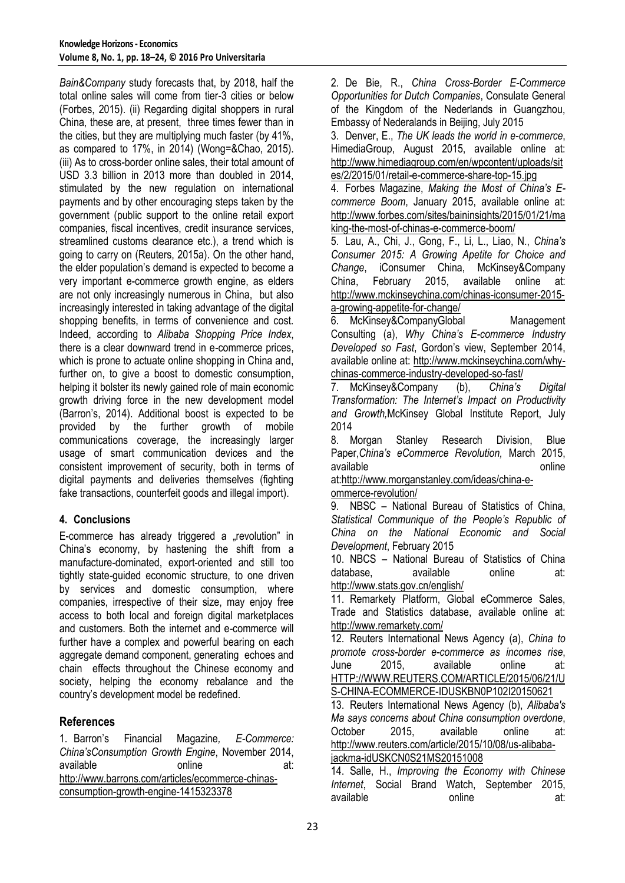*Bain&Company* study forecasts that, by 2018, half the total online sales will come from tier-3 cities or below (Forbes, 2015). (ii) Regarding digital shoppers in rural China, these are, at present, three times fewer than in the cities, but they are multiplying much faster (by 41%, as compared to 17%, in 2014) (Wong=&Chao, 2015). (iii) As to cross-border online sales, their total amount of USD 3.3 billion in 2013 more than doubled in 2014, stimulated by the new regulation on international payments and by other encouraging steps taken by the government (public support to the online retail export companies, fiscal incentives, credit insurance services, streamlined customs clearance etc.), a trend which is going to carry on (Reuters, 2015a). On the other hand, the elder population's demand is expected to become a very important e-commerce growth engine, as elders are not only increasingly numerous in China, but also increasingly interested in taking advantage of the digital shopping benefits, in terms of convenience and cost. Indeed, according to *Alibaba Shopping Price Index*, there is a clear downward trend in e-commerce prices, which is prone to actuate online shopping in China and, further on, to give a boost to domestic consumption, helping it bolster its newly gained role of main economic growth driving force in the new development model (Barron's, 2014). Additional boost is expected to be provided by the further growth of mobile communications coverage, the increasingly larger usage of smart communication devices and the consistent improvement of security, both in terms of digital payments and deliveries themselves (fighting fake transactions, counterfeit goods and illegal import).

## 4. Conclusions

E-commerce has already triggered a „revolution" in China's economy, by hastening the shift from a manufacture-dominated, export-oriented and still too tightly state-guided economic structure, to one driven by services and domestic consumption, where companies, irrespective of their size, may enjoy free access to both local and foreign digital marketplaces and customers. Both the internet and e-commerce will further have a complex and powerful bearing on each aggregate demand component, generating echoes and chain effects throughout the Chinese economy and society, helping the economy rebalance and the country's development model be redefined.

## References

1. Barron's Financial Magazine, *E-Commerce: China'sConsumption Growth Engine*, November 2014, available online at: http://www.barrons.com/articles/ecommerce-chinas-consumption-growth-engine-1415323378

2. De Bie, R., *China Cross-Border E-Commerce Opportunities for Dutch Companies*, Consulate General of the Kingdom of the Nederlands in Guangzhou, Embassy of Nederalands in Beijing, July 2015

3. Denver, E., *The UK leads the world in e-commerce*, HimediaGroup, August 2015, available online at: http://www.himediagroup.com/en/wpcontent/uploads/sites/2/2015/01/retail-e-commerce-share-top-15.jpg

4. Forbes Magazine, *Making the Most of China's E-commerce Boom*, January 2015, available online at: http://www.forbes.com/sites/baininsights/2015/01/21/making-the-most-of-chinas-e-commerce-boom/

5. Lau, A., Chi, J., Gong, F., Li, L., Liao, N., *China's Consumer 2015: A Growing Apetite for Choice and Change*, iConsumer China, McKinsey&Company China, February 2015, available online at: http://www.mckinseychina.com/chinas-iconsumer-2015-a-growing-appetite-for-change/

6. McKinsey&CompanyGlobal Management Consulting (a), *Why China's E-commerce Industry Developed so Fast*, Gordon's view, September 2014, available online at: http://www.mckinseychina.com/why-chinas-commerce-industry-developed-so-fast/

7. McKinsey&Company (b), *China's Digital Transformation: The Internet's Impact on Productivity and Growth,*McKinsey Global Institute Report, July 2014

8. Morgan Stanley Research Division, Blue Paper,*China's eCommerce Revolution,* March 2015, available online at:http://www.morganstanley.com/ideas/china-e-ommerce-revolution/

9. NBSC – National Bureau of Statistics of China, *Statistical Communique of the People's Republic of China on the National Economic and Social Development*, February 2015

10. NBCS – National Bureau of Statistics of China database, available online at: http://www.stats.gov.cn/english/

11. Remarkety Platform, Global eCommerce Sales, Trade and Statistics database, available online at: http://www.remarkety.com/

12. Reuters International News Agency (a), *China to promote cross-border e-commerce as incomes rise*, June 2015, available online at: HTTP://WWW.REUTERS.COM/ARTICLE/2015/06/21/US-CHINA-ECOMMERCE-IDUSKBN0P102I20150621

13. Reuters International News Agency (b), *Alibaba's Ma says concerns about China consumption overdone*, October 2015, available online at: http://www.reuters.com/article/2015/10/08/us-alibaba-jackma-idUSKCN0S21MS20151008

14. Salle, H., *Improving the Economy with Chinese Internet*, Social Brand Watch, September 2015, available online at: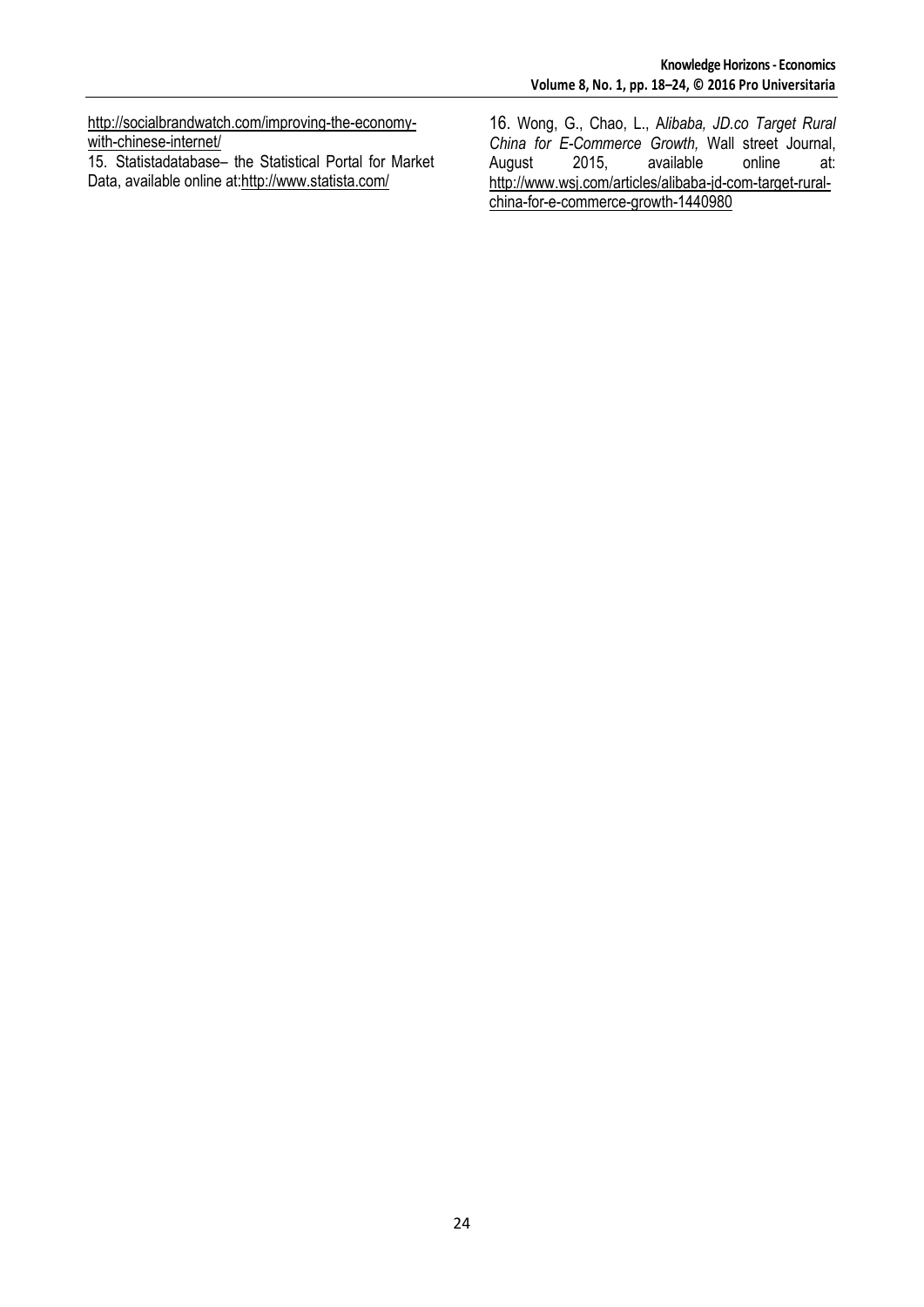http://socialbrandwatch.com/improving-the-economy-with-chinese-internet/

15. Statistadatabase– the Statistical Portal for Market Data, available online at:http://www.statista.com/

16. Wong, G., Chao, L., A*libaba, JD.co Target Rural China for E-Commerce Growth,* Wall street Journal, August 2015, available online at: http://www.wsj.com/articles/alibaba-jd-com-target-rural-china-for-e-commerce-growth-1440980